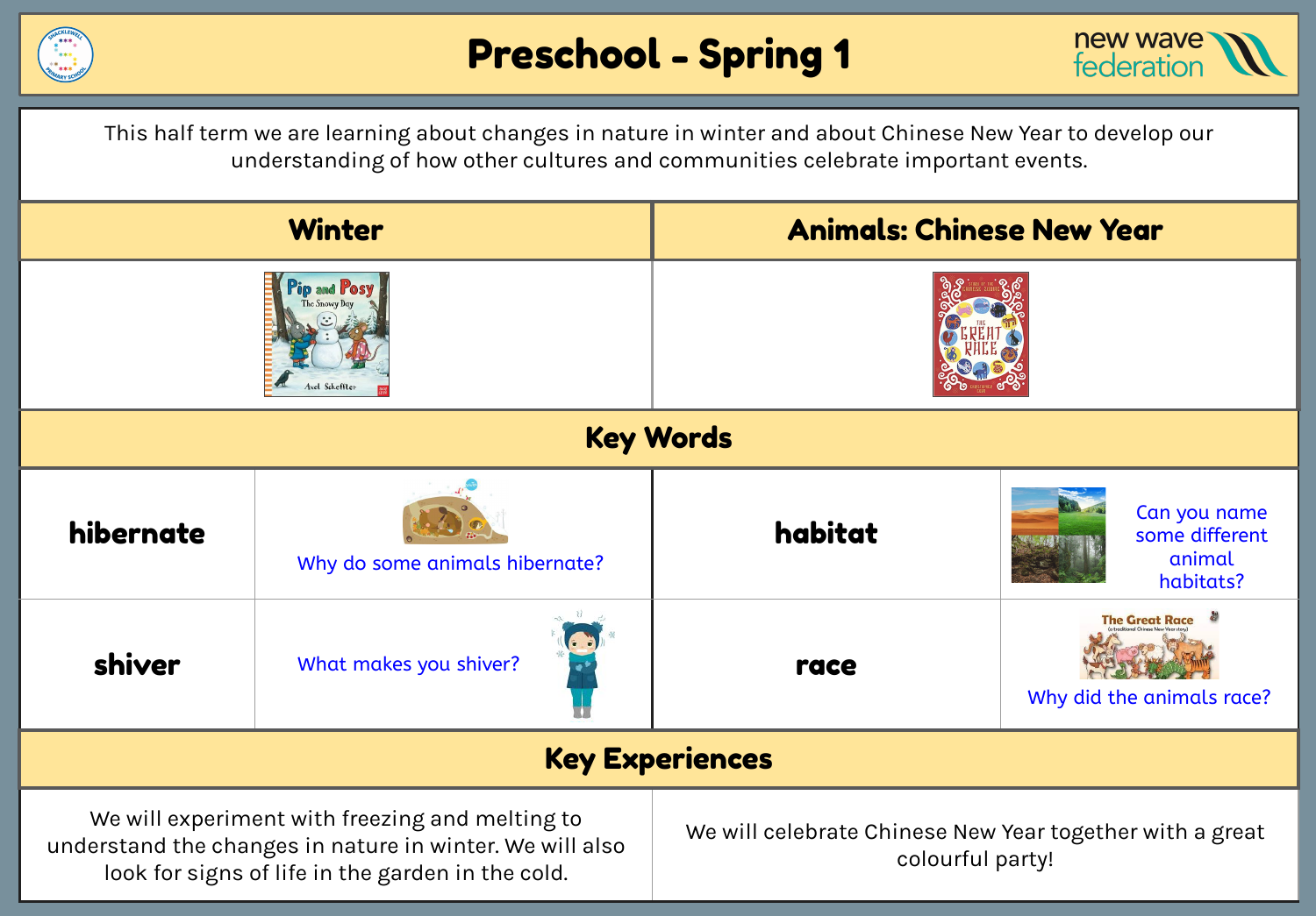# Preschool - Spring 1

new wave federation

This half term we are learning about changes in nature in winter and about Chinese New Year to develop our understanding of how other cultures and communities celebrate important events.

| Winter | Animals: Chinese New Year |
|---|---|
| Pip and Posy: The Snowy Day (Axel Scheffler) | The Great Race |

## Key Words

| | | | |
|---|---|---|---|
| **hibernate** | Why do some animals hibernate? | **habitat** | Can you name some different animal habitats? |
| **shiver** | What makes you shiver? | **race** | Why did the animals race? |

## Key Experiences

| | |
|---|---|
| We will experiment with freezing and melting to understand the changes in nature in winter. We will also look for signs of life in the garden in the cold. | We will celebrate Chinese New Year together with a great colourful party! |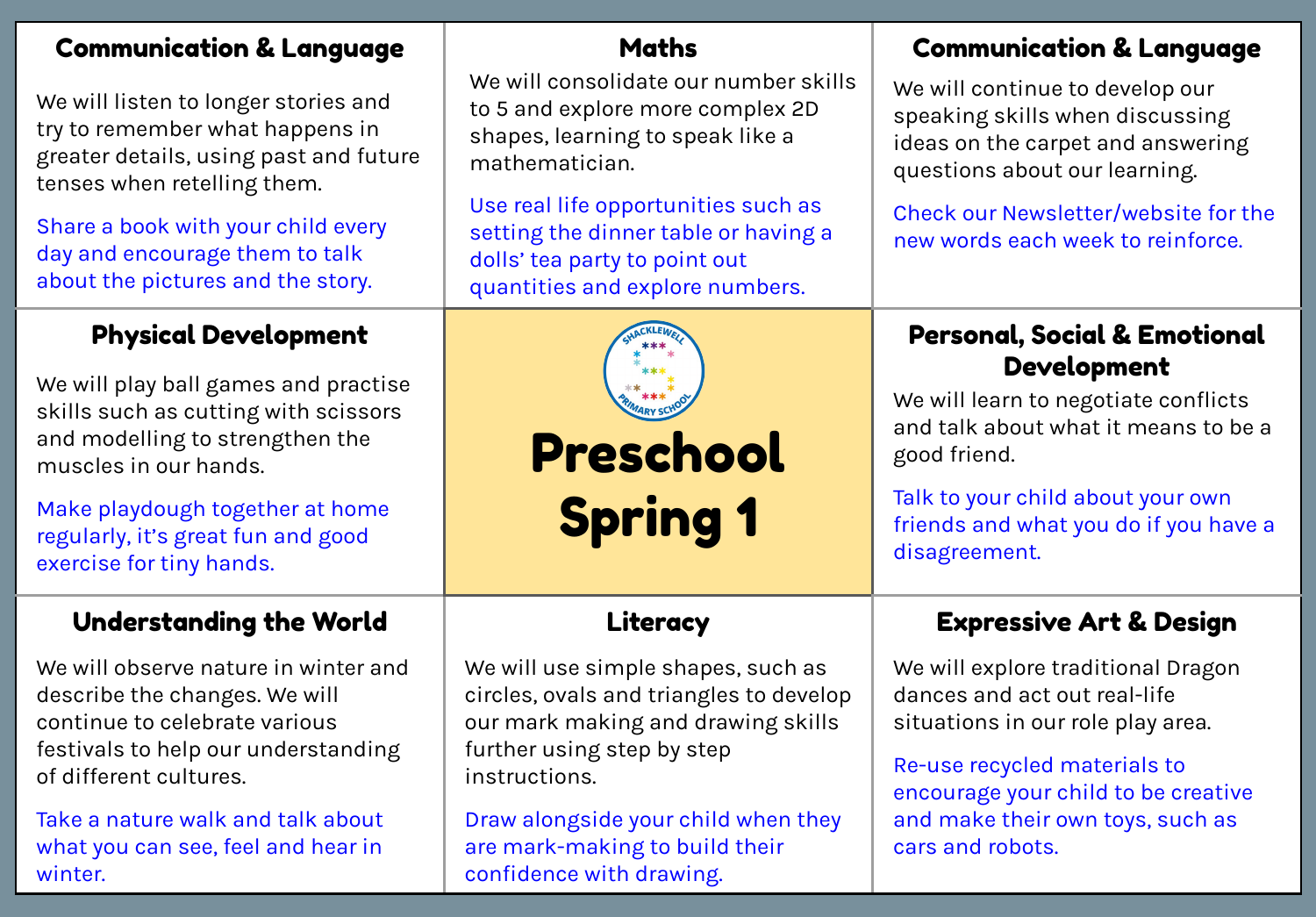# Preschool Spring 1

## Communication & Language

We will listen to longer stories and try to remember what happens in greater details, using past and future tenses when retelling them.

Share a book with your child every day and encourage them to talk about the pictures and the story.

## Maths

We will consolidate our number skills to 5 and explore more complex 2D shapes, learning to speak like a mathematician.

Use real life opportunities such as setting the dinner table or having a dolls' tea party to point out quantities and explore numbers.

## Communication & Language

We will continue to develop our speaking skills when discussing ideas on the carpet and answering questions about our learning.

Check our Newsletter/website for the new words each week to reinforce.

## Physical Development

We will play ball games and practise skills such as cutting with scissors and modelling to strengthen the muscles in our hands.

Make playdough together at home regularly, it's great fun and good exercise for tiny hands.

## Personal, Social & Emotional Development

We will learn to negotiate conflicts and talk about what it means to be a good friend.

Talk to your child about your own friends and what you do if you have a disagreement.

## Understanding the World

We will observe nature in winter and describe the changes. We will continue to celebrate various festivals to help our understanding of different cultures.

Take a nature walk and talk about what you can see, feel and hear in winter.

## Literacy

We will use simple shapes, such as circles, ovals and triangles to develop our mark making and drawing skills further using step by step instructions.

Draw alongside your child when they are mark-making to build their confidence with drawing.

## Expressive Art & Design

We will explore traditional Dragon dances and act out real-life situations in our role play area.

Re-use recycled materials to encourage your child to be creative and make their own toys, such as cars and robots.